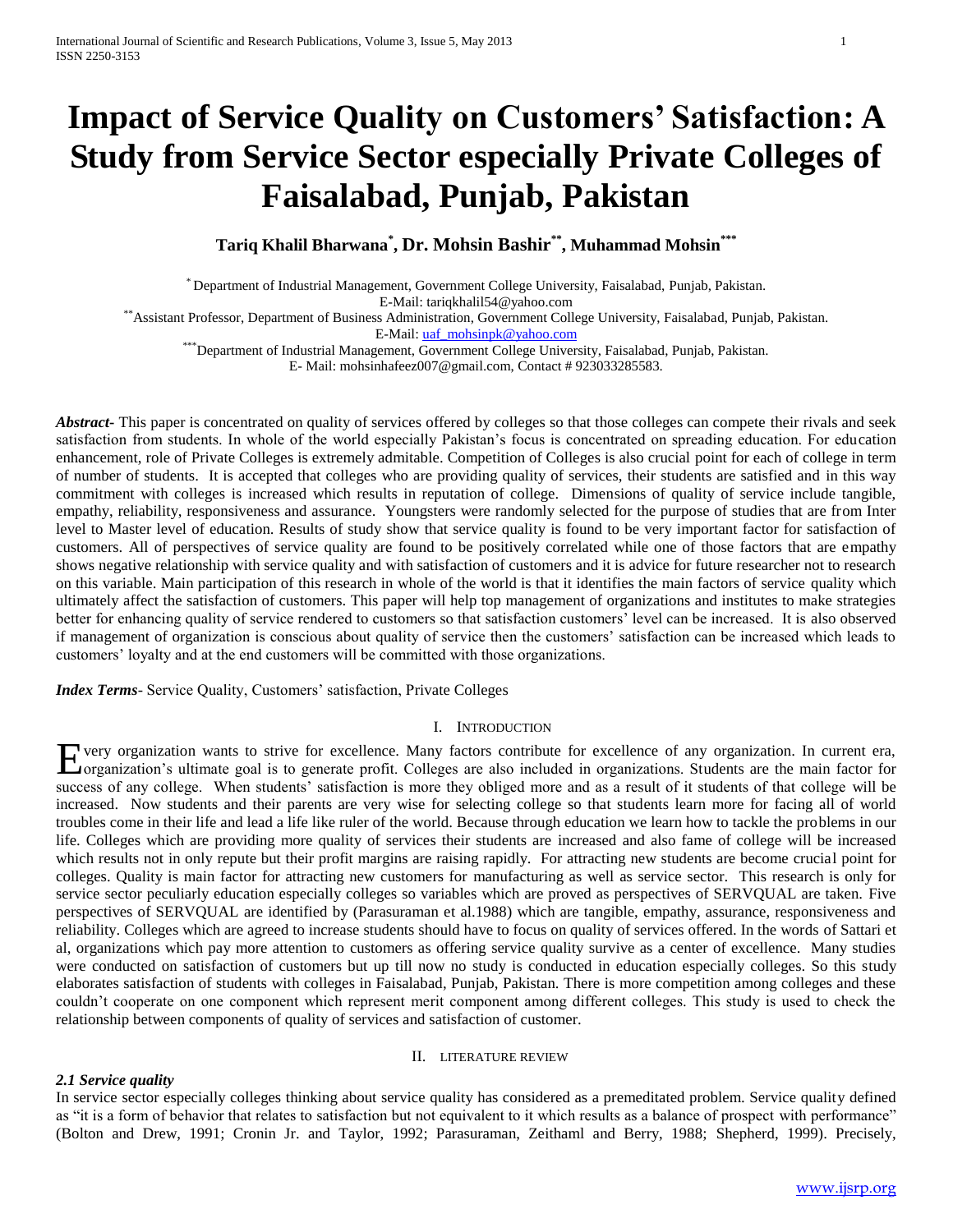# Impact of Service Quality on Customers' Satisfaction: A Study from Service Sector especially Private Colleges of Faisalabad, Punjab, Pakistan

**Tariq Khalil Bharwana[*], Dr. Mohsin Bashir[**], Muhammad Mohsin[***]**

[*] Department of Industrial Management, Government College University, Faisalabad, Punjab, Pakistan.
E-Mail: tariqkhalil54@yahoo.com

[**] Assistant Professor, Department of Business Administration, Government College University, Faisalabad, Punjab, Pakistan.
E-Mail: uaf_mohsinpk@yahoo.com

[***] Department of Industrial Management, Government College University, Faisalabad, Punjab, Pakistan.
E- Mail: mohsinhafeez007@gmail.com, Contact # 923033285583.

***Abstract***- This paper is concentrated on quality of services offered by colleges so that those colleges can compete their rivals and seek satisfaction from students. In whole of the world especially Pakistan's focus is concentrated on spreading education. For education enhancement, role of Private Colleges is extremely admitable. Competition of Colleges is also crucial point for each of college in term of number of students. It is accepted that colleges who are providing quality of services, their students are satisfied and in this way commitment with colleges is increased which results in reputation of college. Dimensions of quality of service include tangible, empathy, reliability, responsiveness and assurance. Youngsters were randomly selected for the purpose of studies that are from Inter level to Master level of education. Results of study show that service quality is found to be very important factor for satisfaction of customers. All of perspectives of service quality are found to be positively correlated while one of those factors that are empathy shows negative relationship with service quality and with satisfaction of customers and it is advice for future researcher not to research on this variable. Main participation of this research in whole of the world is that it identifies the main factors of service quality which ultimately affect the satisfaction of customers. This paper will help top management of organizations and institutes to make strategies better for enhancing quality of service rendered to customers so that satisfaction customers' level can be increased. It is also observed if management of organization is conscious about quality of service then the customers' satisfaction can be increased which leads to customers' loyalty and at the end customers will be committed with those organizations.

***Index Terms***- Service Quality, Customers' satisfaction, Private Colleges

## I. Introduction

Every organization wants to strive for excellence. Many factors contribute for excellence of any organization. In current era, organization's ultimate goal is to generate profit. Colleges are also included in organizations. Students are the main factor for success of any college. When students' satisfaction is more they obliged more and as a result of it students of that college will be increased. Now students and their parents are very wise for selecting college so that students learn more for facing all of world troubles come in their life and lead a life like ruler of the world. Because through education we learn how to tackle the problems in our life. Colleges which are providing more quality of services their students are increased and also fame of college will be increased which results not in only repute but their profit margins are raising rapidly. For attracting new students are become crucial point for colleges. Quality is main factor for attracting new customers for manufacturing as well as service sector. This research is only for service sector peculiarly education especially colleges so variables which are proved as perspectives of SERVQUAL are taken. Five perspectives of SERVQUAL are identified by (Parasuraman et al.1988) which are tangible, empathy, assurance, responsiveness and reliability. Colleges which are agreed to increase students should have to focus on quality of services offered. In the words of Sattari et al, organizations which pay more attention to customers as offering service quality survive as a center of excellence. Many studies were conducted on satisfaction of customers but up till now no study is conducted in education especially colleges. So this study elaborates satisfaction of students with colleges in Faisalabad, Punjab, Pakistan. There is more competition among colleges and these couldn't cooperate on one component which represent merit component among different colleges. This study is used to check the relationship between components of quality of services and satisfaction of customer.

## II. Literature Review

### *2.1 Service quality*

In service sector especially colleges thinking about service quality has considered as a premeditated problem. Service quality defined as "it is a form of behavior that relates to satisfaction but not equivalent to it which results as a balance of prospect with performance" (Bolton and Drew, 1991; Cronin Jr. and Taylor, 1992; Parasuraman, Zeithaml and Berry, 1988; Shepherd, 1999). Precisely,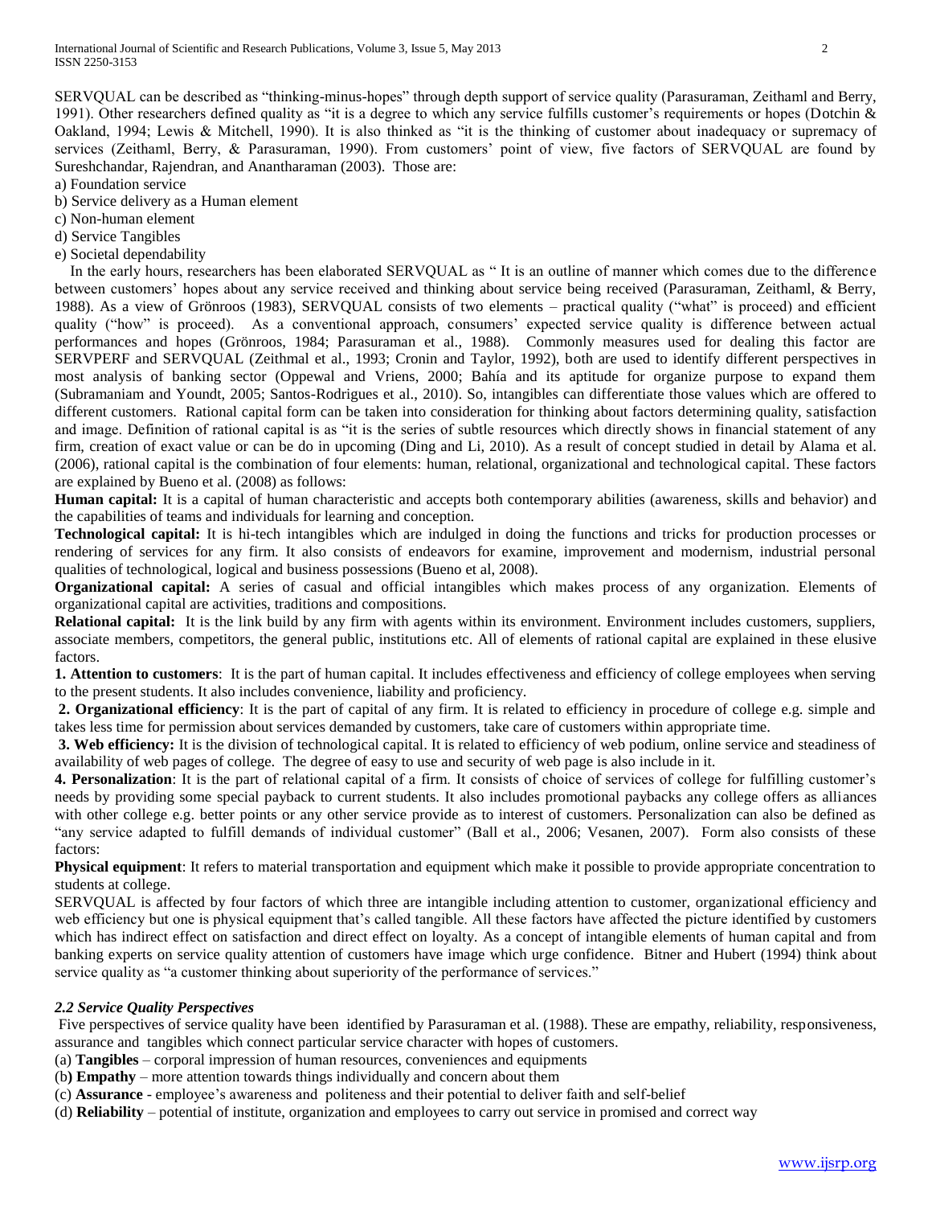SERVQUAL can be described as "thinking-minus-hopes" through depth support of service quality (Parasuraman, Zeithaml and Berry, 1991). Other researchers defined quality as "it is a degree to which any service fulfills customer's requirements or hopes (Dotchin & Oakland, 1994; Lewis & Mitchell, 1990). It is also thinked as "it is the thinking of customer about inadequacy or supremacy of services (Zeithaml, Berry, & Parasuraman, 1990). From customers' point of view, five factors of SERVQUAL are found by Sureshchandar, Rajendran, and Anantharaman (2003). Those are:

a) Foundation service
b) Service delivery as a Human element
c) Non-human element
d) Service Tangibles
e) Societal dependability

In the early hours, researchers has been elaborated SERVQUAL as " It is an outline of manner which comes due to the difference between customers' hopes about any service received and thinking about service being received (Parasuraman, Zeithaml, & Berry, 1988). As a view of Grönroos (1983), SERVQUAL consists of two elements – practical quality ("what" is proceed) and efficient quality ("how" is proceed). As a conventional approach, consumers' expected service quality is difference between actual performances and hopes (Grönroos, 1984; Parasuraman et al., 1988). Commonly measures used for dealing this factor are SERVPERF and SERVQUAL (Zeithmal et al., 1993; Cronin and Taylor, 1992), both are used to identify different perspectives in most analysis of banking sector (Oppewal and Vriens, 2000; Bahía and its aptitude for organize purpose to expand them (Subramaniam and Youndt, 2005; Santos-Rodrigues et al., 2010). So, intangibles can differentiate those values which are offered to different customers. Rational capital form can be taken into consideration for thinking about factors determining quality, satisfaction and image. Definition of rational capital is as "it is the series of subtle resources which directly shows in financial statement of any firm, creation of exact value or can be do in upcoming (Ding and Li, 2010). As a result of concept studied in detail by Alama et al. (2006), rational capital is the combination of four elements: human, relational, organizational and technological capital. These factors are explained by Bueno et al. (2008) as follows:

**Human capital:** It is a capital of human characteristic and accepts both contemporary abilities (awareness, skills and behavior) and the capabilities of teams and individuals for learning and conception.

**Technological capital:** It is hi-tech intangibles which are indulged in doing the functions and tricks for production processes or rendering of services for any firm. It also consists of endeavors for examine, improvement and modernism, industrial personal qualities of technological, logical and business possessions (Bueno et al, 2008).

**Organizational capital:** A series of casual and official intangibles which makes process of any organization. Elements of organizational capital are activities, traditions and compositions.

**Relational capital:** It is the link build by any firm with agents within its environment. Environment includes customers, suppliers, associate members, competitors, the general public, institutions etc. All of elements of rational capital are explained in these elusive factors.

**1. Attention to customers**: It is the part of human capital. It includes effectiveness and efficiency of college employees when serving to the present students. It also includes convenience, liability and proficiency.

**2. Organizational efficiency**: It is the part of capital of any firm. It is related to efficiency in procedure of college e.g. simple and takes less time for permission about services demanded by customers, take care of customers within appropriate time.

**3. Web efficiency:** It is the division of technological capital. It is related to efficiency of web podium, online service and steadiness of availability of web pages of college. The degree of easy to use and security of web page is also include in it.

**4. Personalization**: It is the part of relational capital of a firm. It consists of choice of services of college for fulfilling customer's needs by providing some special payback to current students. It also includes promotional paybacks any college offers as alliances with other college e.g. better points or any other service provide as to interest of customers. Personalization can also be defined as "any service adapted to fulfill demands of individual customer" (Ball et al., 2006; Vesanen, 2007). Form also consists of these factors:

**Physical equipment**: It refers to material transportation and equipment which make it possible to provide appropriate concentration to students at college.

SERVQUAL is affected by four factors of which three are intangible including attention to customer, organizational efficiency and web efficiency but one is physical equipment that's called tangible. All these factors have affected the picture identified by customers which has indirect effect on satisfaction and direct effect on loyalty. As a concept of intangible elements of human capital and from banking experts on service quality attention of customers have image which urge confidence. Bitner and Hubert (1994) think about service quality as "a customer thinking about superiority of the performance of services."

### *2.2 Service Quality Perspectives*

Five perspectives of service quality have been identified by Parasuraman et al. (1988). These are empathy, reliability, responsiveness, assurance and tangibles which connect particular service character with hopes of customers.

(a) **Tangibles** – corporal impression of human resources, conveniences and equipments
(b**) Empathy** – more attention towards things individually and concern about them
(c) **Assurance** - employee's awareness and politeness and their potential to deliver faith and self-belief
(d) **Reliability** – potential of institute, organization and employees to carry out service in promised and correct way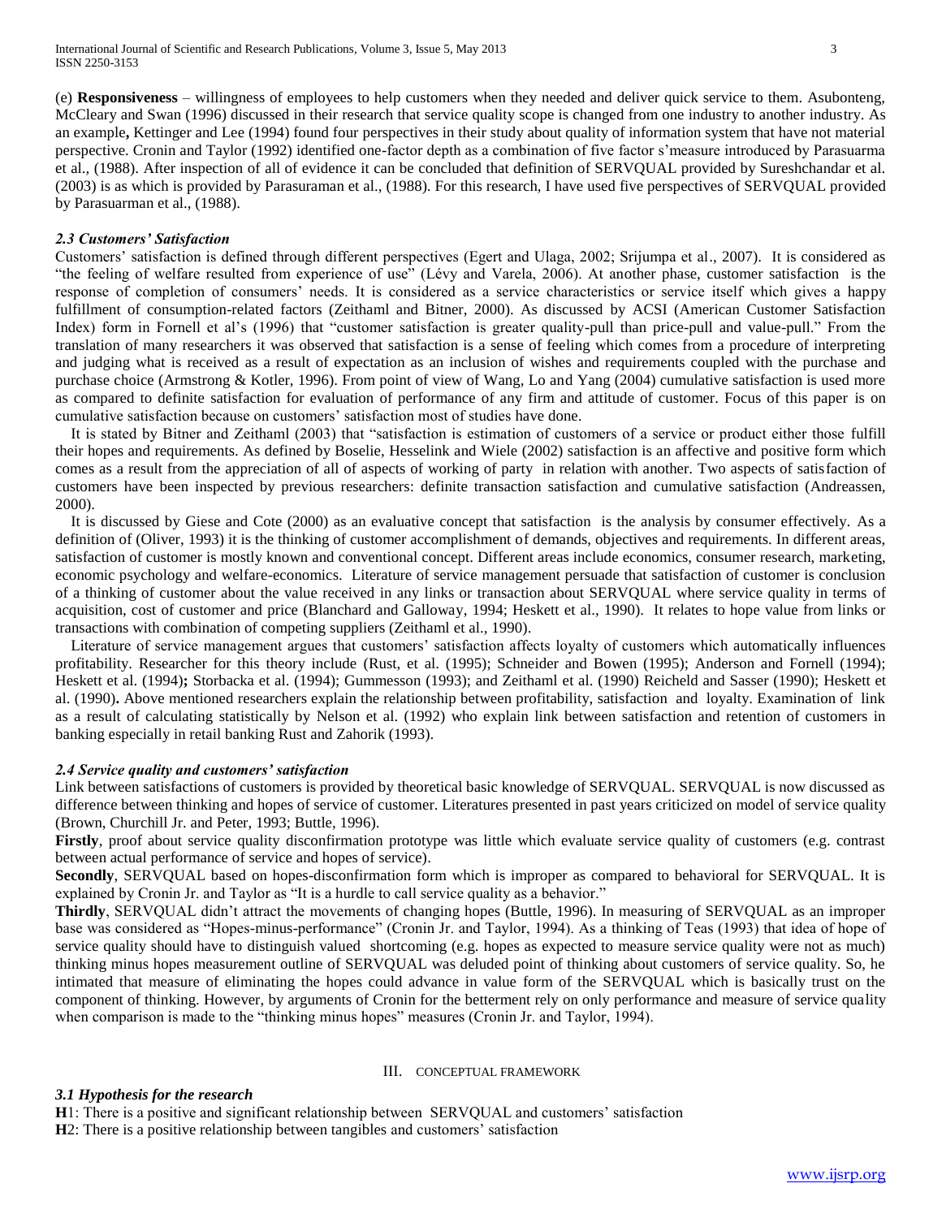(e) **Responsiveness** – willingness of employees to help customers when they needed and deliver quick service to them. Asubonteng, McCleary and Swan (1996) discussed in their research that service quality scope is changed from one industry to another industry. As an example**,** Kettinger and Lee (1994) found four perspectives in their study about quality of information system that have not material perspective. Cronin and Taylor (1992) identified one-factor depth as a combination of five factor s'measure introduced by Parasuarma et al., (1988). After inspection of all of evidence it can be concluded that definition of SERVQUAL provided by Sureshchandar et al. (2003) is as which is provided by Parasuraman et al., (1988). For this research, I have used five perspectives of SERVQUAL provided by Parasuarman et al., (1988).

### *2.3 Customers' Satisfaction*

Customers' satisfaction is defined through different perspectives (Egert and Ulaga, 2002; Srijumpa et al., 2007). It is considered as "the feeling of welfare resulted from experience of use" (Lévy and Varela, 2006). At another phase, customer satisfaction is the response of completion of consumers' needs. It is considered as a service characteristics or service itself which gives a happy fulfillment of consumption-related factors (Zeithaml and Bitner, 2000). As discussed by ACSI (American Customer Satisfaction Index) form in Fornell et al's (1996) that "customer satisfaction is greater quality-pull than price-pull and value-pull." From the translation of many researchers it was observed that satisfaction is a sense of feeling which comes from a procedure of interpreting and judging what is received as a result of expectation as an inclusion of wishes and requirements coupled with the purchase and purchase choice (Armstrong & Kotler, 1996). From point of view of Wang, Lo and Yang (2004) cumulative satisfaction is used more as compared to definite satisfaction for evaluation of performance of any firm and attitude of customer. Focus of this paper is on cumulative satisfaction because on customers' satisfaction most of studies have done.

It is stated by Bitner and Zeithaml (2003) that "satisfaction is estimation of customers of a service or product either those fulfill their hopes and requirements. As defined by Boselie, Hesselink and Wiele (2002) satisfaction is an affective and positive form which comes as a result from the appreciation of all of aspects of working of party in relation with another. Two aspects of satisfaction of customers have been inspected by previous researchers: definite transaction satisfaction and cumulative satisfaction (Andreassen, 2000).

It is discussed by Giese and Cote (2000) as an evaluative concept that satisfaction is the analysis by consumer effectively. As a definition of (Oliver, 1993) it is the thinking of customer accomplishment of demands, objectives and requirements. In different areas, satisfaction of customer is mostly known and conventional concept. Different areas include economics, consumer research, marketing, economic psychology and welfare-economics. Literature of service management persuade that satisfaction of customer is conclusion of a thinking of customer about the value received in any links or transaction about SERVQUAL where service quality in terms of acquisition, cost of customer and price (Blanchard and Galloway, 1994; Heskett et al., 1990). It relates to hope value from links or transactions with combination of competing suppliers (Zeithaml et al., 1990).

Literature of service management argues that customers' satisfaction affects loyalty of customers which automatically influences profitability. Researcher for this theory include (Rust, et al. (1995); Schneider and Bowen (1995); Anderson and Fornell (1994); Heskett et al. (1994)**;** Storbacka et al. (1994); Gummesson (1993); and Zeithaml et al. (1990) Reicheld and Sasser (1990); Heskett et al. (1990)**.** Above mentioned researchers explain the relationship between profitability, satisfaction and loyalty. Examination of link as a result of calculating statistically by Nelson et al. (1992) who explain link between satisfaction and retention of customers in banking especially in retail banking Rust and Zahorik (1993).

### *2.4 Service quality and customers' satisfaction*

Link between satisfactions of customers is provided by theoretical basic knowledge of SERVQUAL. SERVQUAL is now discussed as difference between thinking and hopes of service of customer. Literatures presented in past years criticized on model of service quality (Brown, Churchill Jr. and Peter, 1993; Buttle, 1996).

**Firstly**, proof about service quality disconfirmation prototype was little which evaluate service quality of customers (e.g. contrast between actual performance of service and hopes of service).

**Secondly**, SERVQUAL based on hopes-disconfirmation form which is improper as compared to behavioral for SERVQUAL. It is explained by Cronin Jr. and Taylor as "It is a hurdle to call service quality as a behavior."

**Thirdly**, SERVQUAL didn't attract the movements of changing hopes (Buttle, 1996). In measuring of SERVQUAL as an improper base was considered as "Hopes-minus-performance" (Cronin Jr. and Taylor, 1994). As a thinking of Teas (1993) that idea of hope of service quality should have to distinguish valued shortcoming (e.g. hopes as expected to measure service quality were not as much) thinking minus hopes measurement outline of SERVQUAL was deluded point of thinking about customers of service quality. So, he intimated that measure of eliminating the hopes could advance in value form of the SERVQUAL which is basically trust on the component of thinking. However, by arguments of Cronin for the betterment rely on only performance and measure of service quality when comparison is made to the "thinking minus hopes" measures (Cronin Jr. and Taylor, 1994).

## III. CONCEPTUAL FRAMEWORK

### *3.1 Hypothesis for the research*

**H**1: There is a positive and significant relationship between SERVQUAL and customers' satisfaction

**H**2: There is a positive relationship between tangibles and customers' satisfaction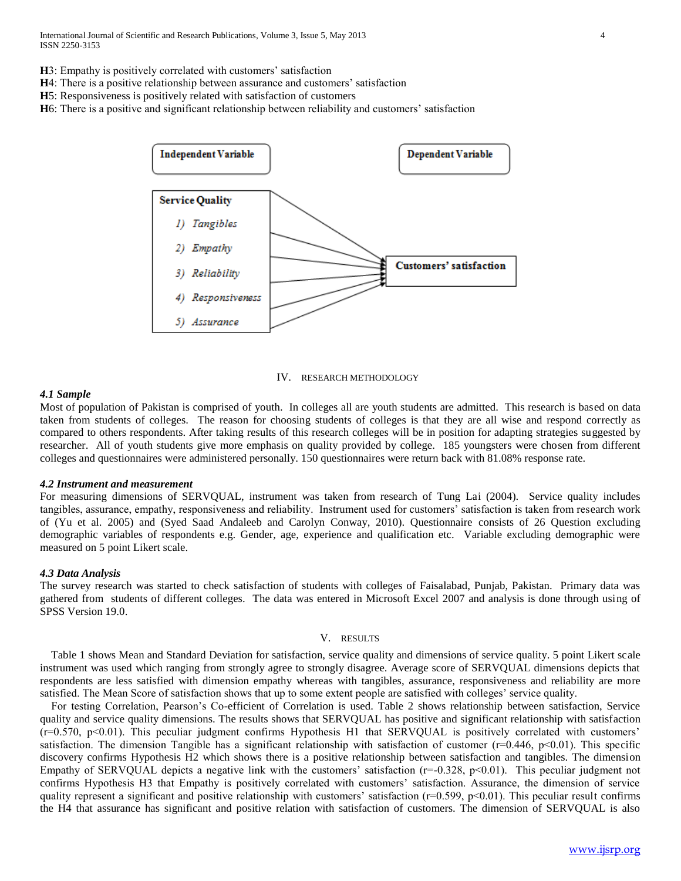**H**3: Empathy is positively correlated with customers' satisfaction

**H**4: There is a positive relationship between assurance and customers' satisfaction

**H**5: Responsiveness is positively related with satisfaction of customers

**H**6: There is a positive and significant relationship between reliability and customers' satisfaction

**Independent Variable** | **Dependent Variable**

**Service Quality**

1) *Tangibles*
2) *Empathy*
3) *Reliability*
4) *Responsiveness*
5) *Assurance*

→ **Customers' satisfaction**

## IV. Research Methodology

### *4.1 Sample*

Most of population of Pakistan is comprised of youth. In colleges all are youth students are admitted. This research is based on data taken from students of colleges. The reason for choosing students of colleges is that they are all wise and respond correctly as compared to others respondents. After taking results of this research colleges will be in position for adapting strategies suggested by researcher. All of youth students give more emphasis on quality provided by college. 185 youngsters were chosen from different colleges and questionnaires were administered personally. 150 questionnaires were return back with 81.08% response rate.

### *4.2 Instrument and measurement*

For measuring dimensions of SERVQUAL, instrument was taken from research of Tung Lai (2004). Service quality includes tangibles, assurance, empathy, responsiveness and reliability. Instrument used for customers' satisfaction is taken from research work of (Yu et al. 2005) and (Syed Saad Andaleeb and Carolyn Conway, 2010). Questionnaire consists of 26 Question excluding demographic variables of respondents e.g. Gender, age, experience and qualification etc. Variable excluding demographic were measured on 5 point Likert scale.

### *4.3 Data Analysis*

The survey research was started to check satisfaction of students with colleges of Faisalabad, Punjab, Pakistan. Primary data was gathered from students of different colleges. The data was entered in Microsoft Excel 2007 and analysis is done through using of SPSS Version 19.0.

## V. Results

Table 1 shows Mean and Standard Deviation for satisfaction, service quality and dimensions of service quality. 5 point Likert scale instrument was used which ranging from strongly agree to strongly disagree. Average score of SERVQUAL dimensions depicts that respondents are less satisfied with dimension empathy whereas with tangibles, assurance, responsiveness and reliability are more satisfied. The Mean Score of satisfaction shows that up to some extent people are satisfied with colleges' service quality.

For testing Correlation, Pearson's Co-efficient of Correlation is used. Table 2 shows relationship between satisfaction, Service quality and service quality dimensions. The results shows that SERVQUAL has positive and significant relationship with satisfaction ($r=0.570$, $p<0.01$). This peculiar judgment confirms Hypothesis H1 that SERVQUAL is positively correlated with customers' satisfaction. The dimension Tangible has a significant relationship with satisfaction of customer ($r=0.446$, $p<0.01$). This specific discovery confirms Hypothesis H2 which shows there is a positive relationship between satisfaction and tangibles. The dimension Empathy of SERVQUAL depicts a negative link with the customers' satisfaction ($r=-0.328$, $p<0.01$). This peculiar judgment not confirms Hypothesis H3 that Empathy is positively correlated with customers' satisfaction. Assurance, the dimension of service quality represent a significant and positive relationship with customers' satisfaction ($r=0.599$, $p<0.01$). This peculiar result confirms the H4 that assurance has significant and positive relation with satisfaction of customers. The dimension of SERVQUAL is also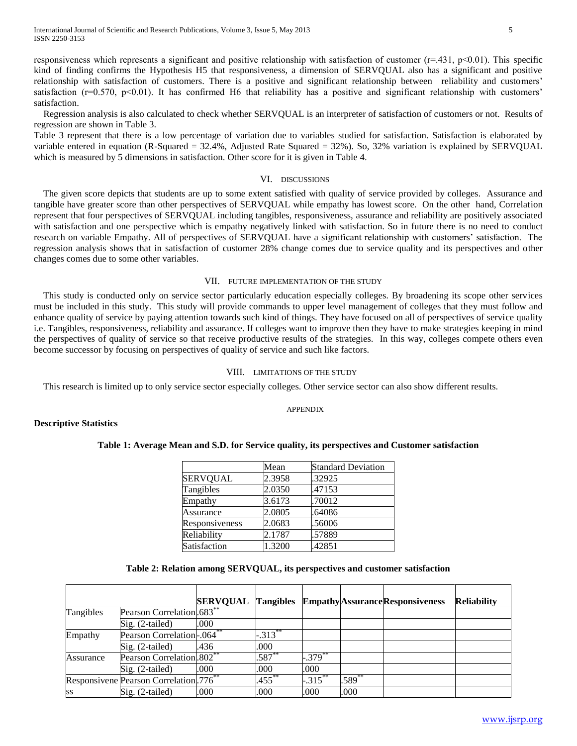responsiveness which represents a significant and positive relationship with satisfaction of customer ($r=.431$, $p<0.01$). This specific kind of finding confirms the Hypothesis H5 that responsiveness, a dimension of SERVQUAL also has a significant and positive relationship with satisfaction of customers. There is a positive and significant relationship between reliability and customers' satisfaction ($r=0.570$, $p<0.01$). It has confirmed H6 that reliability has a positive and significant relationship with customers' satisfaction.

Regression analysis is also calculated to check whether SERVQUAL is an interpreter of satisfaction of customers or not. Results of regression are shown in Table 3.

Table 3 represent that there is a low percentage of variation due to variables studied for satisfaction. Satisfaction is elaborated by variable entered in equation (R-Squared = 32.4%, Adjusted Rate Squared = 32%). So, 32% variation is explained by SERVQUAL which is measured by 5 dimensions in satisfaction. Other score for it is given in Table 4.

## VI. Discussions

The given score depicts that students are up to some extent satisfied with quality of service provided by colleges. Assurance and tangible have greater score than other perspectives of SERVQUAL while empathy has lowest score. On the other hand, Correlation represent that four perspectives of SERVQUAL including tangibles, responsiveness, assurance and reliability are positively associated with satisfaction and one perspective which is empathy negatively linked with satisfaction. So in future there is no need to conduct research on variable Empathy. All of perspectives of SERVQUAL have a significant relationship with customers' satisfaction. The regression analysis shows that in satisfaction of customer 28% change comes due to service quality and its perspectives and other changes comes due to some other variables.

## VII. Future Implementation of the Study

This study is conducted only on service sector particularly education especially colleges. By broadening its scope other services must be included in this study. This study will provide commands to upper level management of colleges that they must follow and enhance quality of service by paying attention towards such kind of things. They have focused on all of perspectives of service quality i.e. Tangibles, responsiveness, reliability and assurance. If colleges want to improve then they have to make strategies keeping in mind the perspectives of quality of service so that receive productive results of the strategies. In this way, colleges compete others even become successor by focusing on perspectives of quality of service and such like factors.

## VIII. Limitations of the Study

This research is limited up to only service sector especially colleges. Other service sector can also show different results.

## Appendix

**Descriptive Statistics**

**Table 1: Average Mean and S.D. for Service quality, its perspectives and Customer satisfaction**

| | Mean | Standard Deviation |
|---|---|---|
| SERVQUAL | 2.3958 | .32925 |
| Tangibles | 2.0350 | .47153 |
| Empathy | 3.6173 | .70012 |
| Assurance | 2.0805 | .64086 |
| Responsiveness | 2.0683 | .56006 |
| Reliability | 2.1787 | .57889 |
| Satisfaction | 1.3200 | .42851 |

**Table 2: Relation among SERVQUAL, its perspectives and customer satisfaction**

| | | SERVQUAL | Tangibles | Empathy | Assurance | Responsiveness | Reliability |
|---|---|---|---|---|---|---|---|
| Tangibles | Pearson Correlation | .683** | | | | | |
| | Sig. (2-tailed) | .000 | | | | | |
| Empathy | Pearson Correlation | -.064** | -.313** | | | | |
| | Sig. (2-tailed) | .436 | .000 | | | | |
| Assurance | Pearson Correlation | .802** | .587** | -.379** | | | |
| | Sig. (2-tailed) | .000 | .000 | .000 | | | |
| Responsiveness | Pearson Correlation | .776** | .455** | -.315** | .589** | | |
| | Sig. (2-tailed) | .000 | .000 | .000 | .000 | | |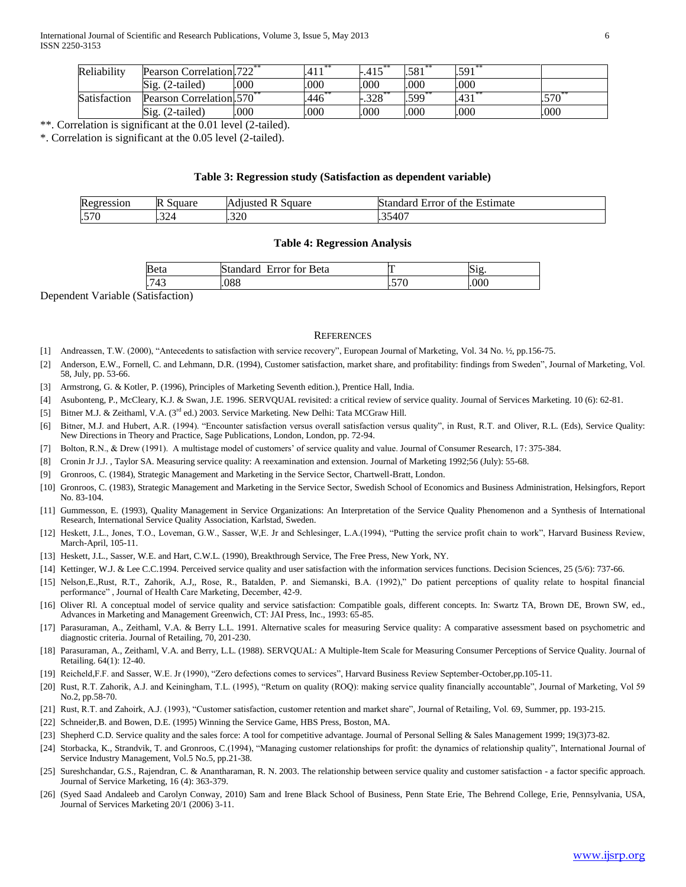| | | | | | | | |
|---|---|---|---|---|---|---|---|
| Reliability | Pearson Correlation | .722** | .411** | -.415** | .581** | .591** | |
| | Sig. (2-tailed) | .000 | .000 | .000 | .000 | .000 | |
| Satisfaction | Pearson Correlation | .570** | .446** | -.328** | .599** | .431** | .570** |
| | Sig. (2-tailed) | .000 | .000 | .000 | .000 | .000 | .000 |

**. Correlation is significant at the 0.01 level (2-tailed).

*. Correlation is significant at the 0.05 level (2-tailed).

**Table 3: Regression study (Satisfaction as dependent variable)**

| Regression | R Square | Adjusted R Square | Standard Error of the Estimate |
|---|---|---|---|
| .570 | .324 | .320 | .35407 |

**Table 4: Regression Analysis**

| Beta | Standard Error for Beta | T | Sig. |
|---|---|---|---|
| .743 | .088 | .570 | .000 |

Dependent Variable (Satisfaction)

## REFERENCES

[1] Andreassen, T.W. (2000), "Antecedents to satisfaction with service recovery", European Journal of Marketing, Vol. 34 No. ½, pp.156-75.

[2] Anderson, E.W., Fornell, C. and Lehmann, D.R. (1994), Customer satisfaction, market share, and profitability: findings from Sweden", Journal of Marketing, Vol. 58, July, pp. 53-66.

[3] Armstrong, G. & Kotler, P. (1996), Principles of Marketing Seventh edition.), Prentice Hall, India.

[4] Asubonteng, P., McCleary, K.J. & Swan, J.E. 1996. SERVQUAL revisited: a critical review of service quality. Journal of Services Marketing. 10 (6): 62-81.

[5] Bitner M.J. & Zeithaml, V.A. (3rd ed.) 2003. Service Marketing. New Delhi: Tata MCGraw Hill.

[6] Bitner, M.J. and Hubert, A.R. (1994). "Encounter satisfaction versus overall satisfaction versus quality", in Rust, R.T. and Oliver, R.L. (Eds), Service Quality: New Directions in Theory and Practice, Sage Publications, London, London, pp. 72-94.

[7] Bolton, R.N., & Drew (1991). A multistage model of customers' of service quality and value. Journal of Consumer Research, 17: 375-384.

[8] Cronin Jr J.J. , Taylor SA. Measuring service quality: A reexamination and extension. Journal of Marketing 1992;56 (July): 55-68.

[9] Gronroos, C. (1984), Strategic Management and Marketing in the Service Sector, Chartwell-Bratt, London.

[10] Gronroos, C. (1983), Strategic Management and Marketing in the Service Sector, Swedish School of Economics and Business Administration, Helsingfors, Report No. 83-104.

[11] Gummesson, E. (1993), Quality Management in Service Organizations: An Interpretation of the Service Quality Phenomenon and a Synthesis of International Research, International Service Quality Association, Karlstad, Sweden.

[12] Heskett, J.L., Jones, T.O., Loveman, G.W., Sasser, W,E. Jr and Schlesinger, L.A.(1994), "Putting the service profit chain to work", Harvard Business Review, March-April, 105-11.

[13] Heskett, J.L., Sasser, W.E. and Hart, C.W.L. (1990), Breakthrough Service, The Free Press, New York, NY.

[14] Kettinger, W.J. & Lee C.C.1994. Perceived service quality and user satisfaction with the information services functions. Decision Sciences, 25 (5/6): 737-66.

[15] Nelson,E.,Rust, R.T., Zahorik, A.J,, Rose, R., Batalden, P. and Siemanski, B.A. (1992)," Do patient perceptions of quality relate to hospital financial performance" , Journal of Health Care Marketing, December, 42-9.

[16] Oliver Rl. A conceptual model of service quality and service satisfaction: Compatible goals, different concepts. In: Swartz TA, Brown DE, Brown SW, ed., Advances in Marketing and Management Greenwich, CT: JAI Press, Inc., 1993: 65-85.

[17] Parasuraman, A., Zeithaml, V.A. & Berry L.L. 1991. Alternative scales for measuring Service quality: A comparative assessment based on psychometric and diagnostic criteria. Journal of Retailing, 70, 201-230.

[18] Parasuraman, A., Zeithaml, V.A. and Berry, L.L. (1988). SERVQUAL: A Multiple-Item Scale for Measuring Consumer Perceptions of Service Quality. Journal of Retailing. 64(1): 12-40.

[19] Reicheld,F.F. and Sasser, W.E. Jr (1990), "Zero defections comes to services", Harvard Business Review September-October,pp.105-11.

[20] Rust, R.T. Zahorik, A.J. and Keiningham, T.L. (1995), "Return on quality (ROQ): making service quality financially accountable", Journal of Marketing, Vol 59 No.2, pp.58-70.

[21] Rust, R.T. and Zahoirk, A.J. (1993), "Customer satisfaction, customer retention and market share", Journal of Retailing, Vol. 69, Summer, pp. 193-215.

[22] Schneider,B. and Bowen, D.E. (1995) Winning the Service Game, HBS Press, Boston, MA.

[23] Shepherd C.D. Service quality and the sales force: A tool for competitive advantage. Journal of Personal Selling & Sales Management 1999; 19(3)73-82.

[24] Storbacka, K., Strandvik, T. and Gronroos, C.(1994), "Managing customer relationships for profit: the dynamics of relationship quality", International Journal of Service Industry Management, Vol.5 No.5, pp.21-38.

[25] Sureshchandar, G.S., Rajendran, C. & Anantharaman, R. N. 2003. The relationship between service quality and customer satisfaction - a factor specific approach. Journal of Service Marketing, 16 (4): 363-379.

[26] (Syed Saad Andaleeb and Carolyn Conway, 2010) Sam and Irene Black School of Business, Penn State Erie, The Behrend College, Erie, Pennsylvania, USA, Journal of Services Marketing 20/1 (2006) 3-11.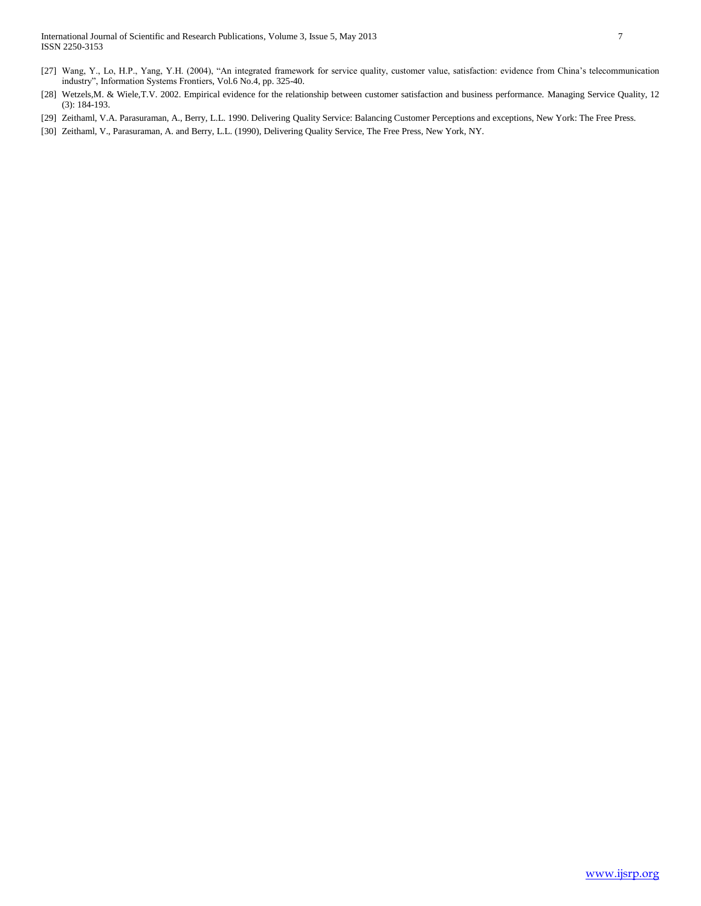[27] Wang, Y., Lo, H.P., Yang, Y.H. (2004), "An integrated framework for service quality, customer value, satisfaction: evidence from China's telecommunication industry", Information Systems Frontiers, Vol.6 No.4, pp. 325-40.

[28] Wetzels,M. & Wiele,T.V. 2002. Empirical evidence for the relationship between customer satisfaction and business performance. Managing Service Quality, 12 (3): 184-193.

[29] Zeithaml, V.A. Parasuraman, A., Berry, L.L. 1990. Delivering Quality Service: Balancing Customer Perceptions and exceptions, New York: The Free Press.

[30] Zeithaml, V., Parasuraman, A. and Berry, L.L. (1990), Delivering Quality Service, The Free Press, New York, NY.